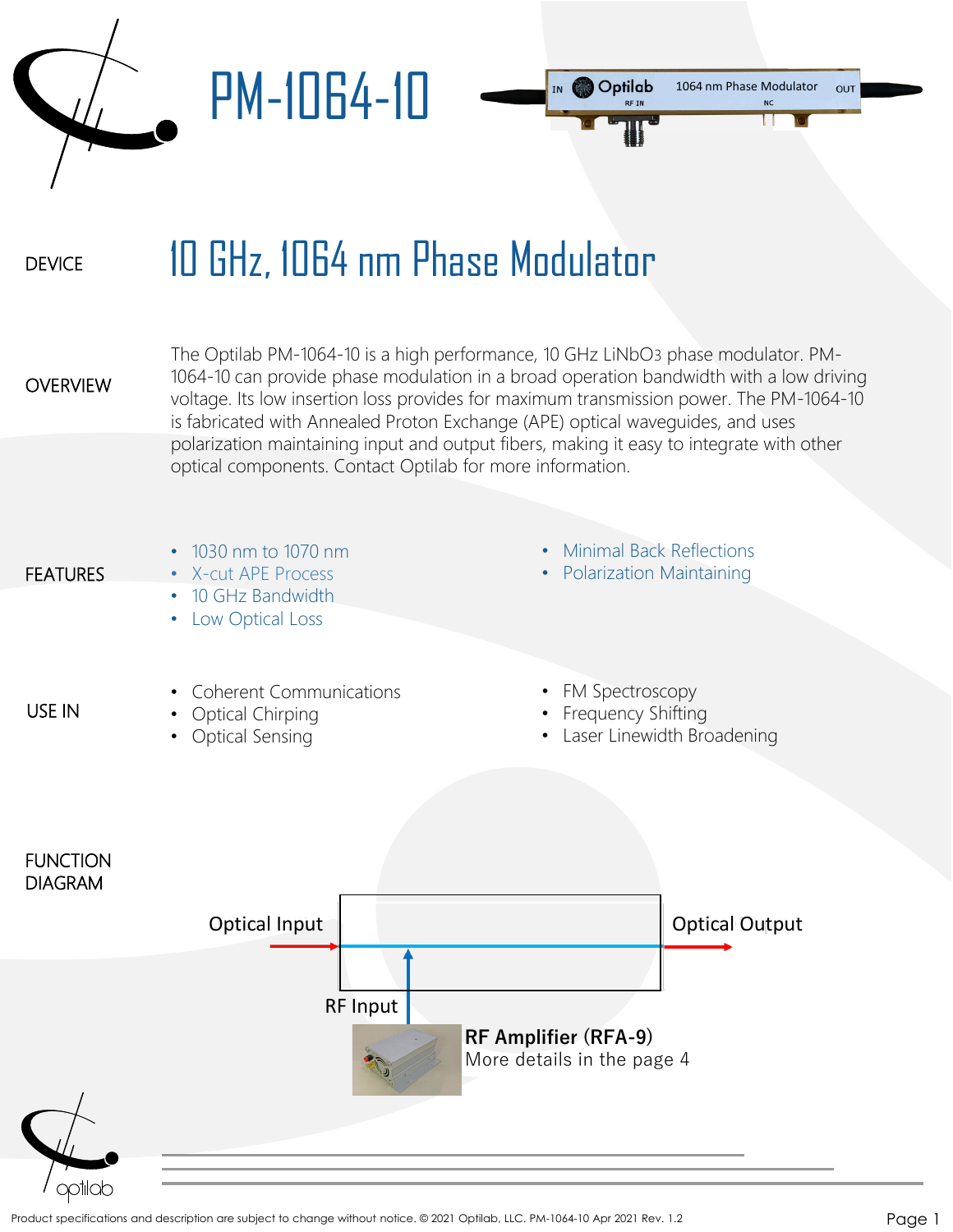# PM-1064-10

## DEVICE

# 10 GHz, 1064 nm Phase Modulator

## OVERVIEW

The Optilab PM-1064-10 is a high performance, 10 GHz $LiNbO_3$ phase modulator. PM-1064-10 can provide phase modulation in a broad operation bandwidth with a low driving voltage. Its low insertion loss provides for maximum transmission power. The PM-1064-10 is fabricated with Annealed Proton Exchange (APE) optical waveguides, and uses polarization maintaining input and output fibers, making it easy to integrate with other optical components. Contact Optilab for more information.

## FEATURES

- 1030 nm to 1070 nm
- X-cut APE Process
- 10 GHz Bandwidth
- Low Optical Loss
- Minimal Back Reflections
- Polarization Maintaining

## USE IN

- Coherent Communications
- Optical Chirping
- Optical Sensing
- FM Spectroscopy
- Frequency Shifting
- Laser Linewidth Broadening

## FUNCTION DIAGRAM

Optical Input

Optical Output

RF Input

**RF Amplifier (RFA-9)**
More details in the page 4

Product specifications and description are subject to change without notice. © 2021 Optilab, LLC. PM-1064-10 Apr 2021 Rev. 1.2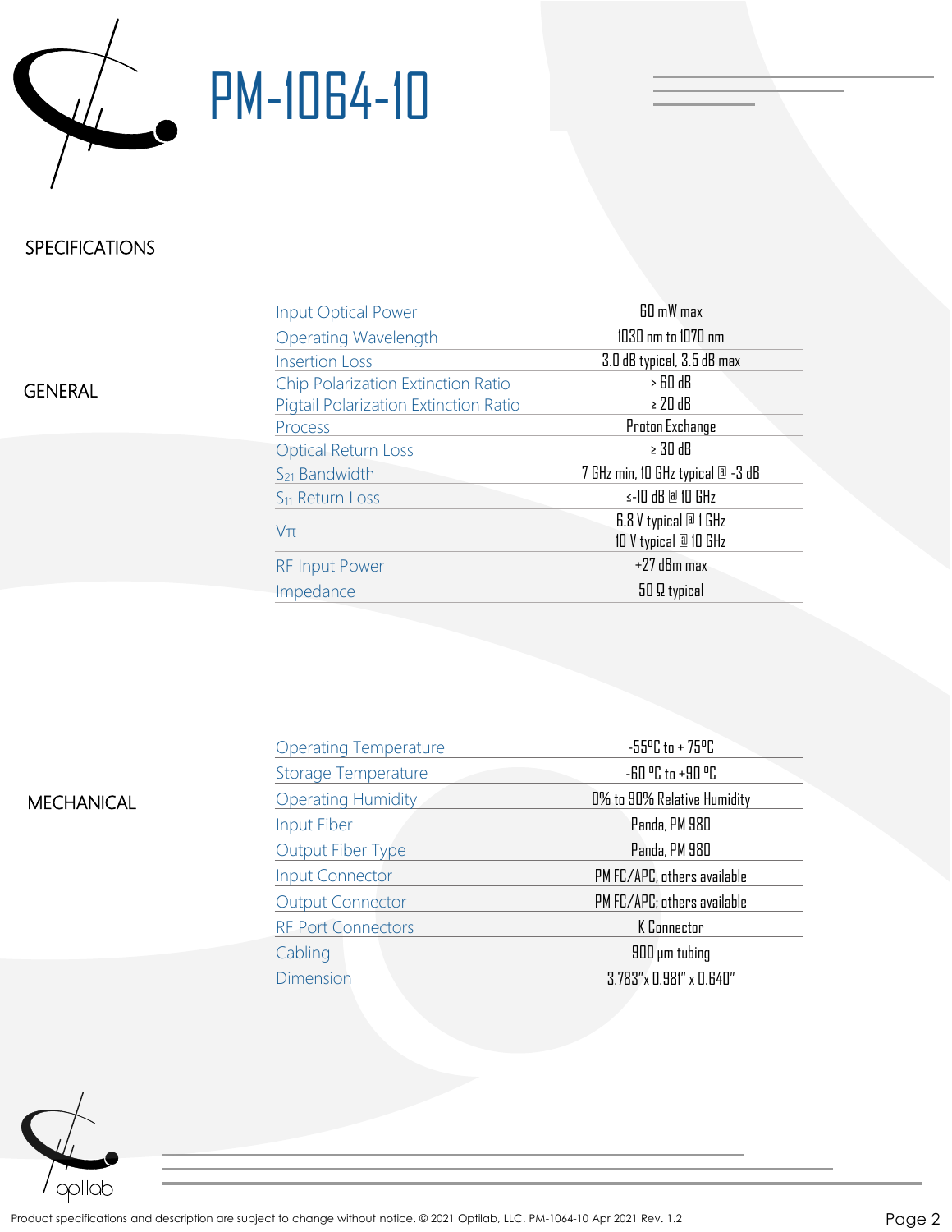# PM-1064-10

## SPECIFICATIONS

### GENERAL

| Parameter | Value |
|---|---|
| Input Optical Power | 60 mW max |
| Operating Wavelength | 1030 nm to 1070 nm |
| Insertion Loss | 3.0 dB typical, 3.5 dB max |
| Chip Polarization Extinction Ratio | > 60 dB |
| Pigtail Polarization Extinction Ratio | ≥ 20 dB |
| Process | Proton Exchange |
| Optical Return Loss | ≥ 30 dB |
| $S_{21}$ Bandwidth | 7 GHz min, 10 GHz typical @ -3 dB |
| $S_{11}$ Return Loss | ≤-10 dB @ 10 GHz |
| $V\pi$ | 6.8 V typical @ 1 GHz<br>10 V typical @ 10 GHz |
| RF Input Power | +27 dBm max |
| Impedance | 50 Ω typical |

### MECHANICAL

| Parameter | Value |
|---|---|
| Operating Temperature | -55°C to + 75°C |
| Storage Temperature | -60 °C to +90 °C |
| Operating Humidity | 0% to 90% Relative Humidity |
| Input Fiber | Panda, PM 980 |
| Output Fiber Type | Panda, PM 980 |
| Input Connector | PM FC/APC, others available |
| Output Connector | PM FC/APC; others available |
| RF Port Connectors | K Connector |
| Cabling | 900 μm tubing |
| Dimension | 3.783"x 0.981" x 0.640" |

Product specifications and description are subject to change without notice. © 2021 Optilab, LLC. PM-1064-10 Apr 2021 Rev. 1.2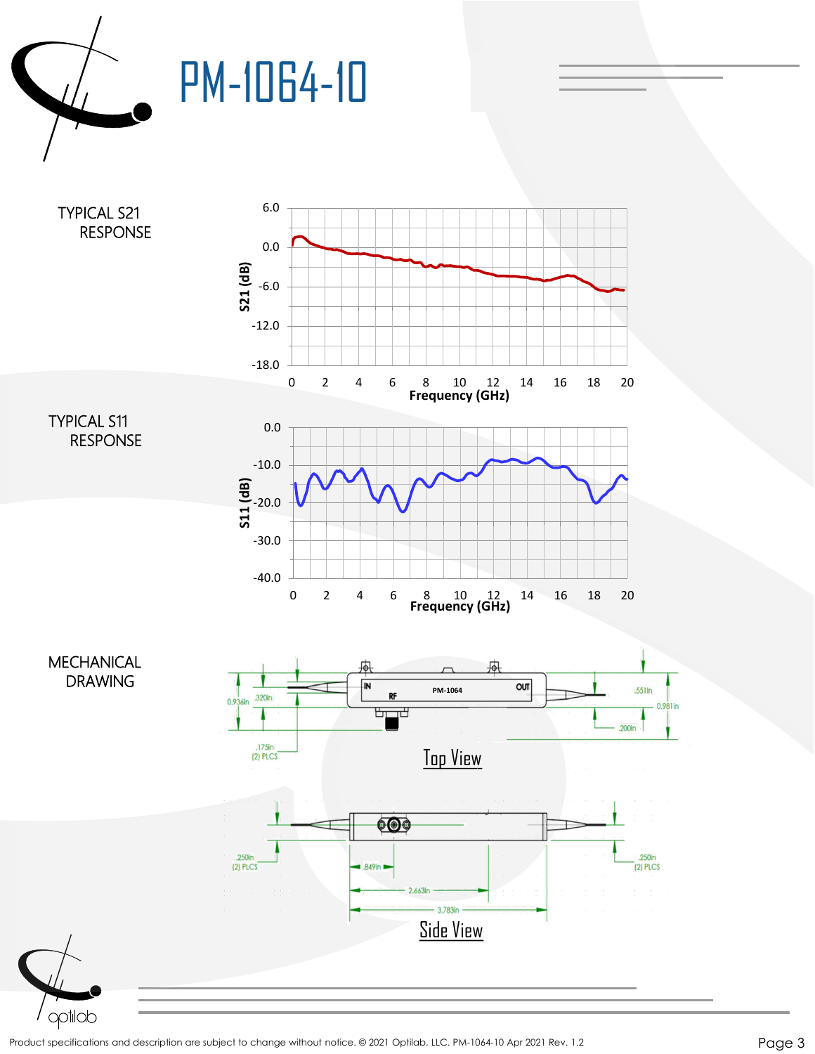# PM-1064-10

## TYPICAL S21 RESPONSE

S21 (dB)

6.0
0.0
-6.0
-12.0
-18.0

0 2 4 6 8 10 12 14 16 18 20

Frequency (GHz)

## TYPICAL S11 RESPONSE

S11 (dB)

0.0
-10.0
-20.0
-30.0
-40.0

0 2 4 6 8 10 12 14 16 18 20

Frequency (GHz)

## MECHANICAL DRAWING

IN RF PM-1064 OUT

0.936in .320in .175in (2) PLCS .551in 0.981in .200in

Top View

.250in (2) PLCS .849in 2.663in 3.783in .250in (2) PLCS

Side View

Product specifications and description are subject to change without notice. © 2021 Optilab, LLC. PM-1064-10 Apr 2021 Rev. 1.2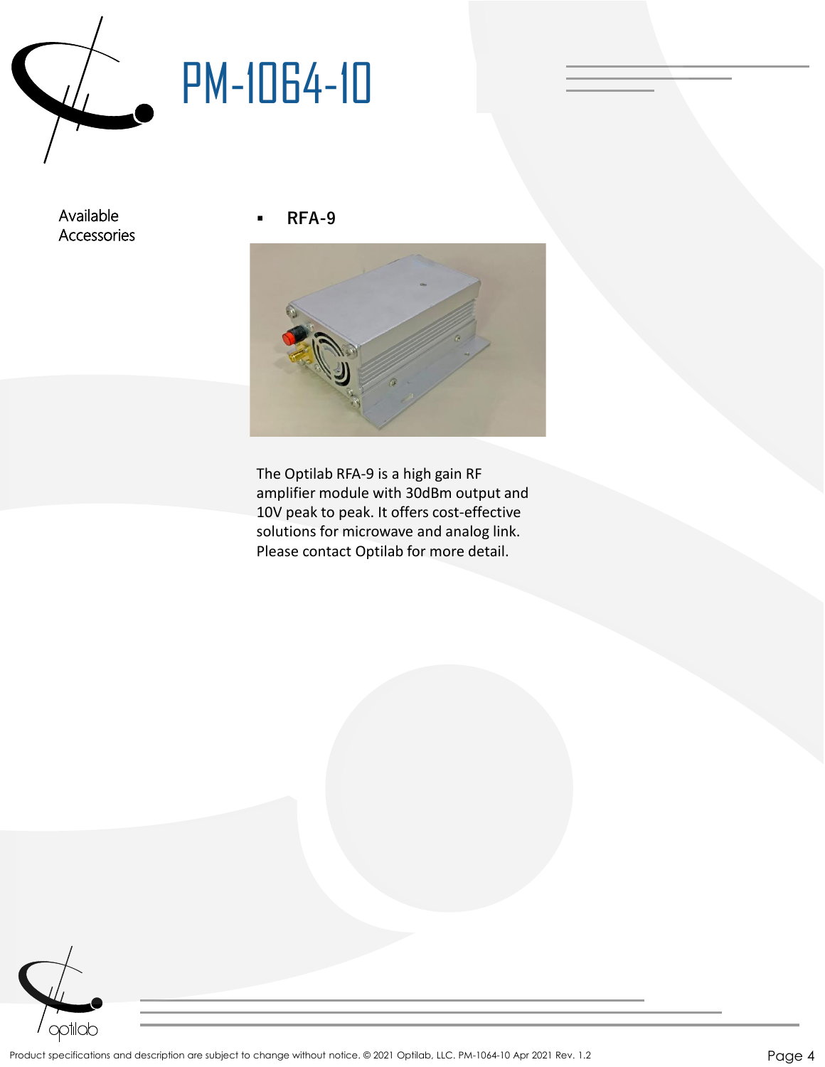# PM-1064-10

Available Accessories

- **RFA-9**

The Optilab RFA-9 is a high gain RF amplifier module with 30dBm output and 10V peak to peak. It offers cost-effective solutions for microwave and analog link. Please contact Optilab for more detail.

Product specifications and description are subject to change without notice. © 2021 Optilab, LLC. PM-1064-10 Apr 2021 Rev. 1.2